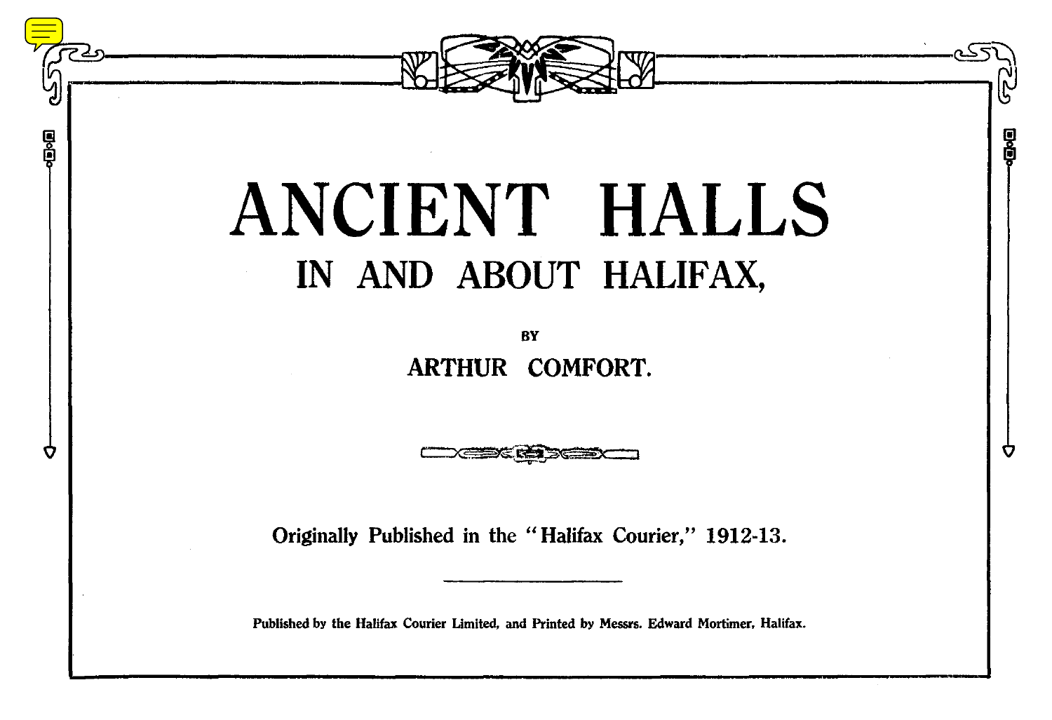# ANCIENT HALLS

## IN AND ABOUT HALIFAX,

BY

**ARTHUR COMFORT.**

Originally Published in the "Halifax Courier," 1912-13.

---

Published by the Halifax Courier Limited, and Printed by Messrs. Edward Mortimer, Halifax.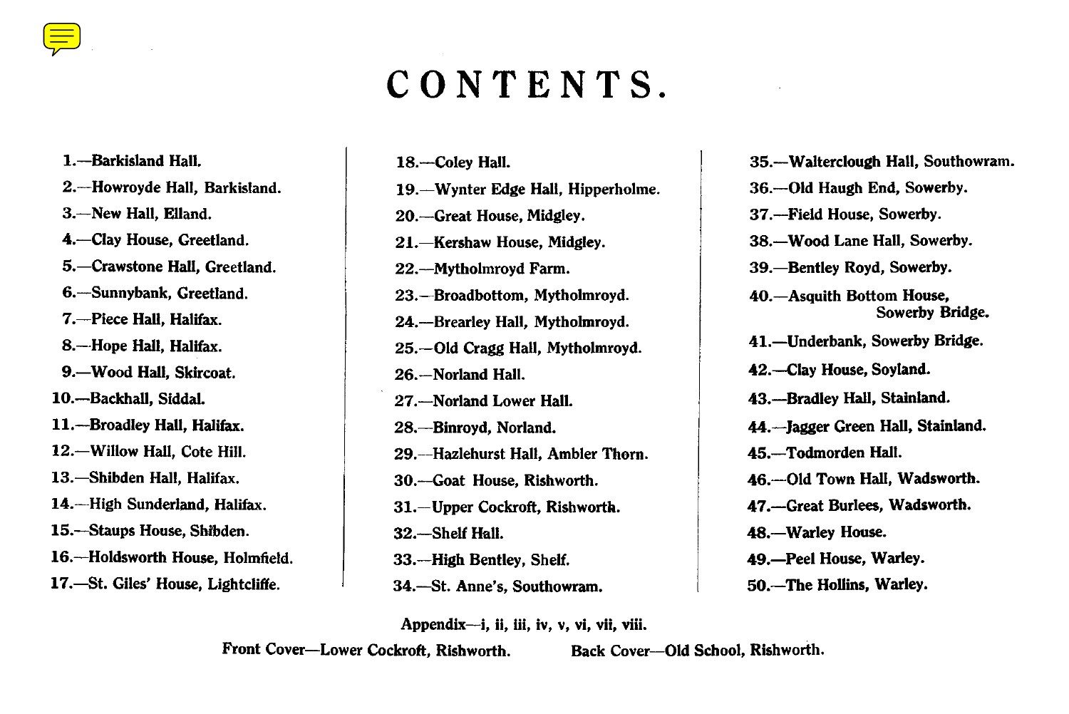# CONTENTS.

1.—Barkisland Hall.
2.—Howroyde Hall, Barkisland.
3.—New Hall, Elland.
4.—Clay House, Greetland.
5.—Crawstone Hall, Greetland.
6.—Sunnybank, Greetland.
7.—Piece Hall, Halifax.
8.—Hope Hall, Halifax.
9.—Wood Hall, Skircoat.
10.—Backhall, Siddal.
11.—Broadley Hall, Halifax.
12.—Willow Hall, Cote Hill.
13.—Shibden Hall, Halifax.
14.—High Sunderland, Halifax.
15.—Staups House, Shibden.
16.—Holdsworth House, Holmfield.
17.—St. Giles' House, Lightcliffe.
18.—Coley Hall.
19.—Wynter Edge Hall, Hipperholme.
20.—Great House, Midgley.
21.—Kershaw House, Midgley.
22.—Mytholmroyd Farm.
23.—Broadbottom, Mytholmroyd.
24.—Brearley Hall, Mytholmroyd.
25.—Old Cragg Hall, Mytholmroyd.
26.—Norland Hall.
27.—Norland Lower Hall.
28.—Binroyd, Norland.
29.—Hazlehurst Hall, Ambler Thorn.
30.—Goat House, Rishworth.
31.—Upper Cockroft, Rishworth.
32.—Shelf Hall.
33.—High Bentley, Shelf.
34.—St. Anne's, Southowram.
35.—Walterclough Hall, Southowram.
36.—Old Haugh End, Sowerby.
37.—Field House, Sowerby.
38.—Wood Lane Hall, Sowerby.
39.—Bentley Royd, Sowerby.
40.—Asquith Bottom House, Sowerby Bridge.
41.—Underbank, Sowerby Bridge.
42.—Clay House, Soyland.
43.—Bradley Hall, Stainland.
44.—Jagger Green Hall, Stainland.
45.—Todmorden Hall.
46.—Old Town Hall, Wadsworth.
47.—Great Burlees, Wadsworth.
48.—Warley House.
49.—Peel House, Warley.
50.—The Hollins, Warley.

Appendix—i, ii, iii, iv, v, vi, vii, viii.

Front Cover—Lower Cockroft, Rishworth.

Back Cover—Old School, Rishworth.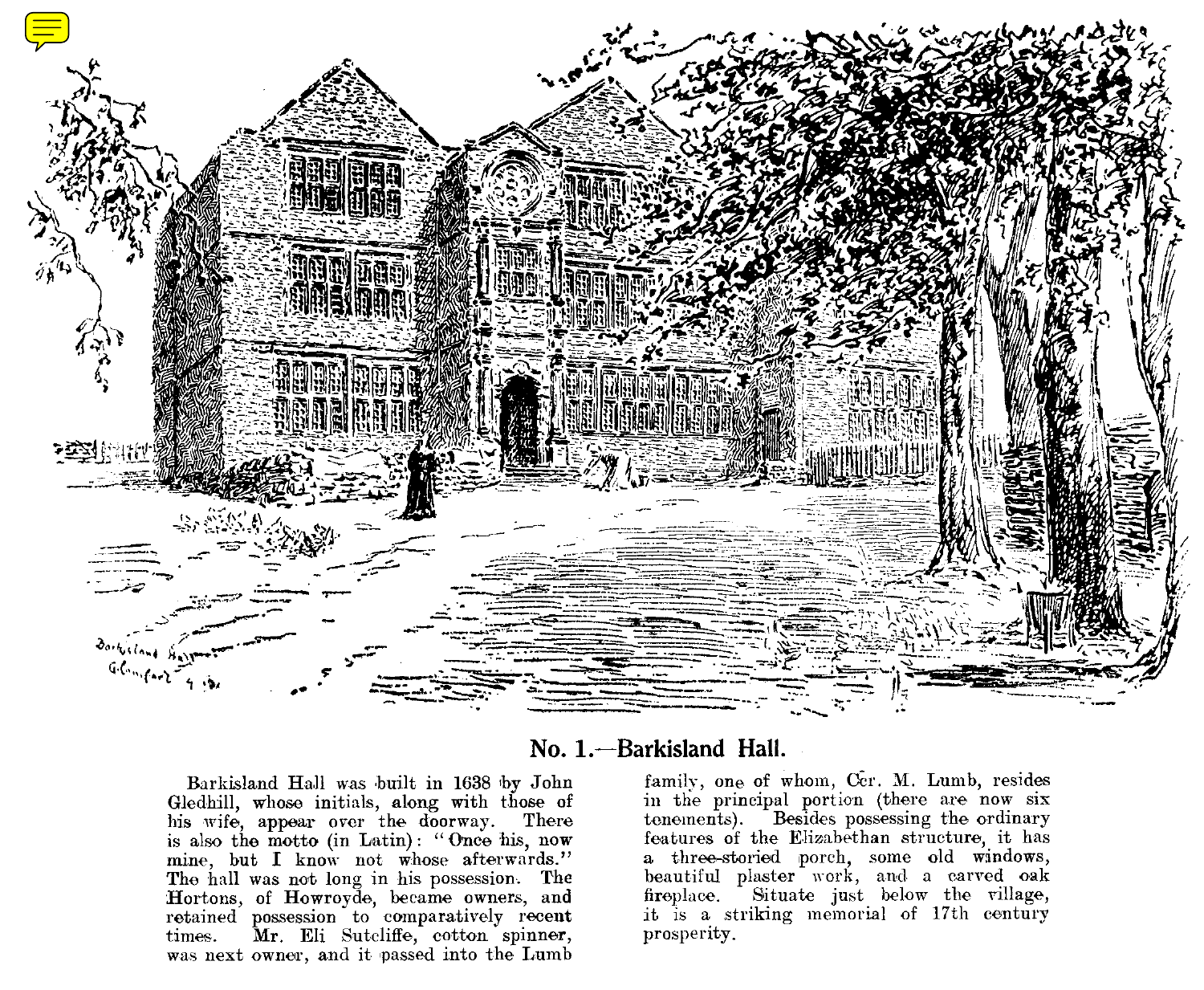## No. 1.—Barkisland Hall.

Barkisland Hall was built in 1638 by John Gledhill, whose initials, along with those of his wife, appear over the doorway. There is also the motto (in Latin): "Once his, now mine, but I know not whose afterwards." The hall was not long in his possession. The Hortons, of Howroyde, became owners, and retained possession to comparatively recent times. Mr. Eli Sutcliffe, cotton spinner, was next owner, and it passed into the Lumb family, one of whom, Ccr. M. Lumb, resides in the principal portion (there are now six tenements). Besides possessing the ordinary features of the Elizabethan structure, it has a three-storied porch, some old windows, beautiful plaster work, and a carved oak fireplace. Situate just below the village, it is a striking memorial of 17th century prosperity.